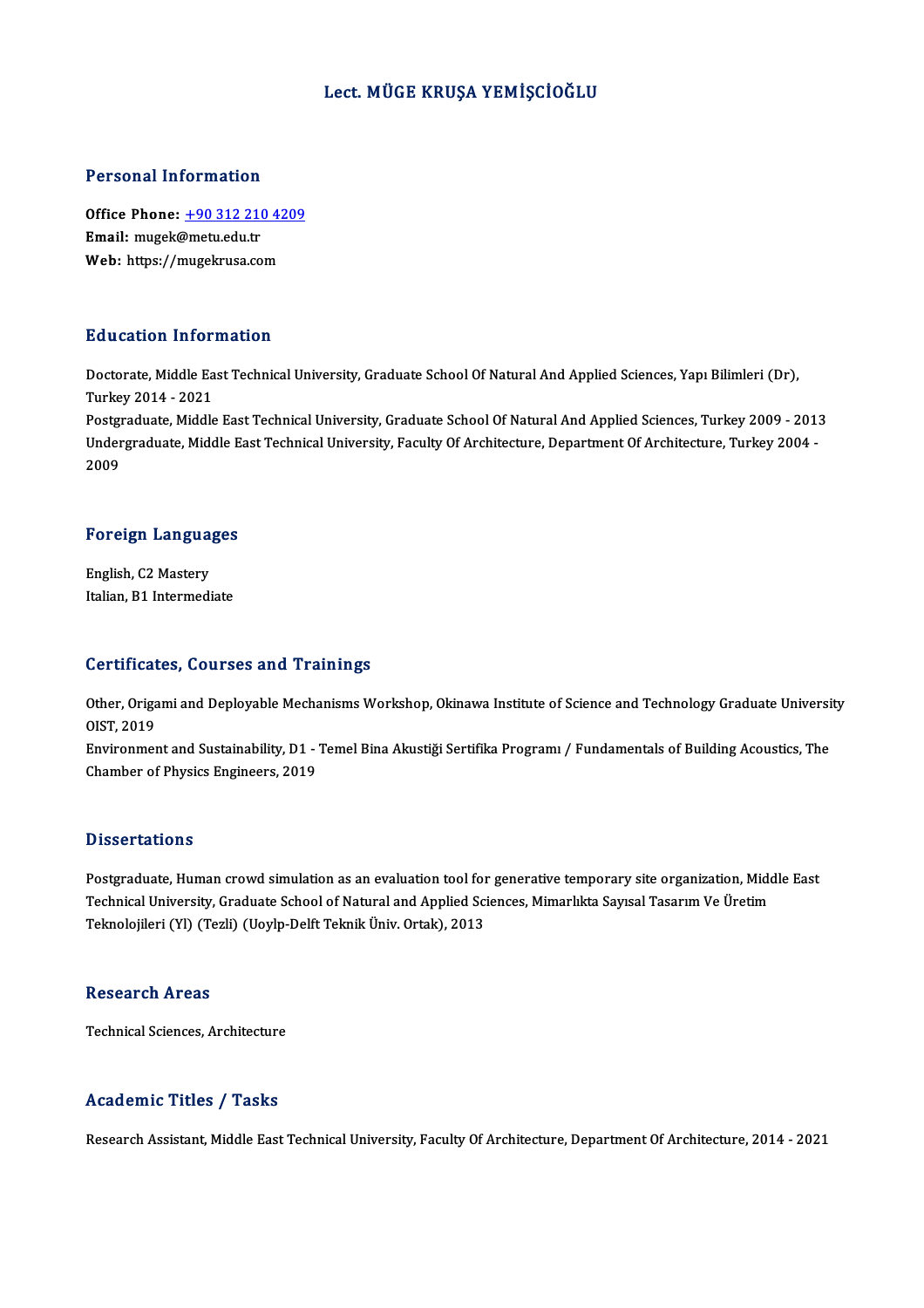# Lect. MÜGE KRUŞA YEMİŞCİOĞLU

## Personal Information

**Office Phone:** +90 312 210 4209
**Email:** mugek@metu.edu.tr
**Web:** https://mugekrusa.com

## Education Information

Doctorate, Middle East Technical University, Graduate School Of Natural And Applied Sciences, Yapı Bilimleri (Dr), Turkey 2014 - 2021
Postgraduate, Middle East Technical University, Graduate School Of Natural And Applied Sciences, Turkey 2009 - 2013
Undergraduate, Middle East Technical University, Faculty Of Architecture, Department Of Architecture, Turkey 2004 - 2009

## Foreign Languages

English, C2 Mastery
Italian, B1 Intermediate

## Certificates, Courses and Trainings

Other, Origami and Deployable Mechanisms Workshop, Okinawa Institute of Science and Technology Graduate University OIST, 2019
Environment and Sustainability, D1 - Temel Bina Akustiği Sertifika Programı / Fundamentals of Building Acoustics, The Chamber of Physics Engineers, 2019

## Dissertations

Postgraduate, Human crowd simulation as an evaluation tool for generative temporary site organization, Middle East Technical University, Graduate School of Natural and Applied Sciences, Mimarlıkta Sayısal Tasarım Ve Üretim Teknolojileri (Yl) (Tezli) (Uoylp-Delft Teknik Üniv. Ortak), 2013

## Research Areas

Technical Sciences, Architecture

## Academic Titles / Tasks

Research Assistant, Middle East Technical University, Faculty Of Architecture, Department Of Architecture, 2014 - 2021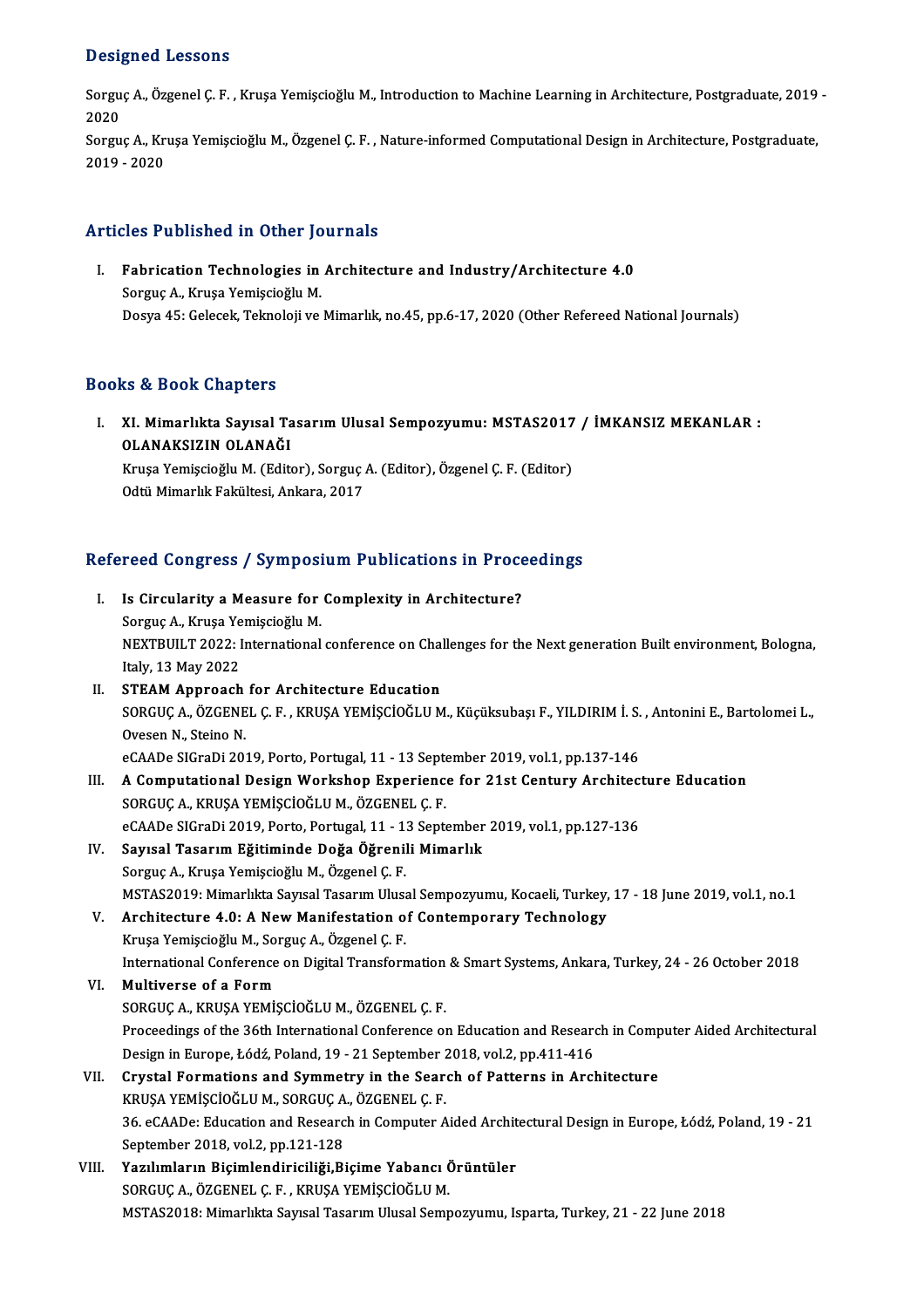## Designed Lessons

Sorguç A., Özgenel Ç. F. , Kruşa Yemişcioğlu M., Introduction to Machine Learning in Architecture, Postgraduate, 2019 - 2020

Sorguç A., Kruşa Yemişcioğlu M., Özgenel Ç. F. , Nature-informed Computational Design in Architecture, Postgraduate, 2019 - 2020

## Articles Published in Other Journals

I. **Fabrication Technologies in Architecture and Industry/Architecture 4.0**
   Sorguç A., Kruşa Yemişcioğlu M.
   Dosya 45: Gelecek, Teknoloji ve Mimarlık, no.45, pp.6-17, 2020 (Other Refereed National Journals)

## Books & Book Chapters

I. **XI. Mimarlıkta Sayısal Tasarım Ulusal Sempozyumu: MSTAS2017 / İMKANSIZ MEKANLAR : OLANAKSIZIN OLANAĞI**
   Kruşa Yemişcioğlu M. (Editor), Sorguç A. (Editor), Özgenel Ç. F. (Editor)
   Odtü Mimarlık Fakültesi, Ankara, 2017

## Refereed Congress / Symposium Publications in Proceedings

I. **Is Circularity a Measure for Complexity in Architecture?**
   Sorguç A., Kruşa Yemişcioğlu M.
   NEXTBUILT 2022: International conference on Challenges for the Next generation Built environment, Bologna, Italy, 13 May 2022

II. **STEAM Approach for Architecture Education**
   SORGUÇ A., ÖZGENEL Ç. F. , KRUŞA YEMİŞCİOĞLU M., Küçüksubaşı F., YILDIRIM İ. S. , Antonini E., Bartolomei L., Ovesen N., Steino N.
   eCAADe SIGraDi 2019, Porto, Portugal, 11 - 13 September 2019, vol.1, pp.137-146

III. **A Computational Design Workshop Experience for 21st Century Architecture Education**
   SORGUÇ A., KRUŞA YEMİŞCİOĞLU M., ÖZGENEL Ç. F.
   eCAADe SIGraDi 2019, Porto, Portugal, 11 - 13 September 2019, vol.1, pp.127-136

IV. **Sayısal Tasarım Eğitiminde Doğa Öğrenili Mimarlık**
   Sorguç A., Kruşa Yemişcioğlu M., Özgenel Ç. F.
   MSTAS2019: Mimarlıkta Sayısal Tasarım Ulusal Sempozyumu, Kocaeli, Turkey, 17 - 18 June 2019, vol.1, no.1

V. **Architecture 4.0: A New Manifestation of Contemporary Technology**
   Kruşa Yemişcioğlu M., Sorguç A., Özgenel Ç. F.
   International Conference on Digital Transformation & Smart Systems, Ankara, Turkey, 24 - 26 October 2018

VI. **Multiverse of a Form**
   SORGUÇ A., KRUŞA YEMİŞCİOĞLU M., ÖZGENEL Ç. F.
   Proceedings of the 36th International Conference on Education and Research in Computer Aided Architectural Design in Europe, Łódź, Poland, 19 - 21 September 2018, vol.2, pp.411-416

VII. **Crystal Formations and Symmetry in the Search of Patterns in Architecture**
   KRUŞA YEMİŞCİOĞLU M., SORGUÇ A., ÖZGENEL Ç. F.
   36. eCAADe: Education and Research in Computer Aided Architectural Design in Europe, Łódź, Poland, 19 - 21 September 2018, vol.2, pp.121-128

VIII. **Yazılımların Biçimlendiriciliği,Biçime Yabancı Örüntüler**
   SORGUÇ A., ÖZGENEL Ç. F. , KRUŞA YEMİŞCİOĞLU M.
   MSTAS2018: Mimarlıkta Sayısal Tasarım Ulusal Sempozyumu, Isparta, Turkey, 21 - 22 June 2018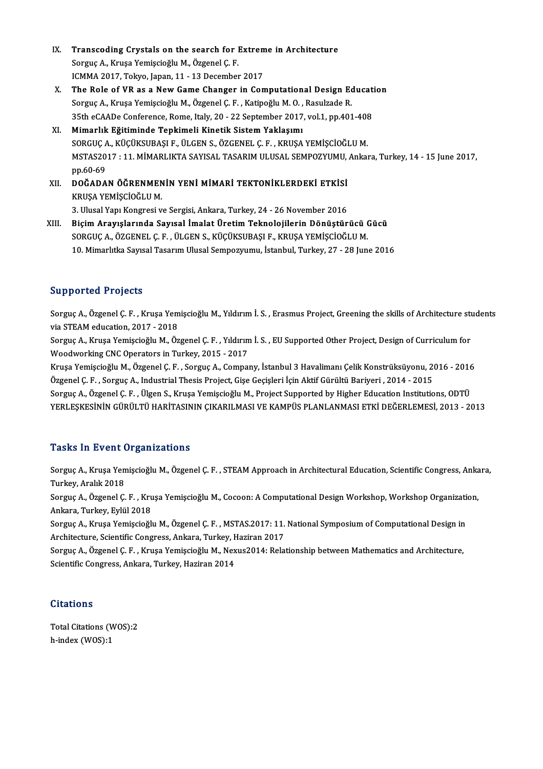IX. **Transcoding Crystals on the search for Extreme in Architecture**
Sorguç A., Kruşa Yemişcioğlu M., Özgenel Ç. F.
ICMMA 2017, Tokyo, Japan, 11 - 13 December 2017

X. **The Role of VR as a New Game Changer in Computational Design Education**
Sorguç A., Kruşa Yemişcioğlu M., Özgenel Ç. F. , Katipoğlu M. O. , Rasulzade R.
35th eCAADe Conference, Rome, Italy, 20 - 22 September 2017, vol.1, pp.401-408

XI. **Mimarlık Eğitiminde Tepkimeli Kinetik Sistem Yaklaşımı**
SORGUÇ A., KÜÇÜKSUBAŞI F., ÜLGEN S., ÖZGENEL Ç. F. , KRUŞA YEMİŞCİOĞLU M.
MSTAS2017 : 11. MİMARLIKTA SAYISAL TASARIM ULUSAL SEMPOZYUMU, Ankara, Turkey, 14 - 15 June 2017, pp.60-69

XII. **DOĞADAN ÖĞRENMENİN YENİ MİMARİ TEKTONİKLERDEKİ ETKİSİ**
KRUŞA YEMİŞCİOĞLU M.
3. Ulusal Yapı Kongresi ve Sergisi, Ankara, Turkey, 24 - 26 November 2016

XIII. **Biçim Arayışlarında Sayısal İmalat Üretim Teknolojilerin Dönüştürücü Gücü**
SORGUÇ A., ÖZGENEL Ç. F. , ÜLGEN S., KÜÇÜKSUBAŞI F., KRUŞA YEMİŞCİOĞLU M.
10. Mimarlıtka Sayısal Tasarım Ulusal Sempozyumu, İstanbul, Turkey, 27 - 28 June 2016

## Supported Projects

Sorguç A., Özgenel Ç. F. , Kruşa Yemişcioğlu M., Yıldırım İ. S. , Erasmus Project, Greening the skills of Architecture students via STEAM education, 2017 - 2018

Sorguç A., Kruşa Yemişcioğlu M., Özgenel Ç. F. , Yıldırım İ. S. , EU Supported Other Project, Design of Curriculum for Woodworking CNC Operators in Turkey, 2015 - 2017

Kruşa Yemişcioğlu M., Özgenel Ç. F. , Sorguç A., Company, İstanbul 3 Havalimanı Çelik Konstrüksüyonu, 2016 - 2016

Özgenel Ç. F. , Sorguç A., Industrial Thesis Project, Gişe Geçişleri İçin Aktif Gürültü Bariyeri , 2014 - 2015

Sorguç A., Özgenel Ç. F. , Ülgen S., Kruşa Yemişcioğlu M., Project Supported by Higher Education Institutions, ODTÜ YERLEŞKESİNİN GÜRÜLTÜ HARİTASININ ÇIKARILMASI VE KAMPÜS PLANLANMASI ETKİ DEĞERLEMESİ, 2013 - 2013

## Tasks In Event Organizations

Sorguç A., Kruşa Yemişcioğlu M., Özgenel Ç. F. , STEAM Approach in Architectural Education, Scientific Congress, Ankara, Turkey, Aralık 2018

Sorguç A., Özgenel Ç. F. , Kruşa Yemişcioğlu M., Cocoon: A Computational Design Workshop, Workshop Organization, Ankara, Turkey, Eylül 2018

Sorguç A., Kruşa Yemişcioğlu M., Özgenel Ç. F. , MSTAS.2017: 11. National Symposium of Computational Design in Architecture, Scientific Congress, Ankara, Turkey, Haziran 2017

Sorguç A., Özgenel Ç. F. , Kruşa Yemişcioğlu M., Nexus2014: Relationship between Mathematics and Architecture, Scientific Congress, Ankara, Turkey, Haziran 2014

## Citations

Total Citations (WOS):2
h-index (WOS):1